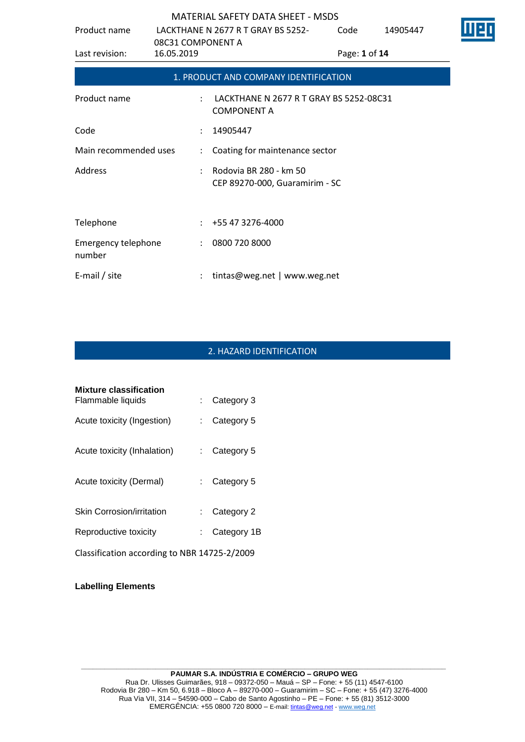## 1. PRODUCT AND COMPANY IDENTIFICATION

| | | |
|---|---|---|
| Product name | : | LACKTHANE N 2677 R T GRAY BS 5252-08C31 COMPONENT A |
| Code | : | 14905447 |
| Main recommended uses | : | Coating for maintenance sector |
| Address | : | Rodovia BR 280 - km 50<br>CEP 89270-000, Guaramirim - SC |
| Telephone | : | +55 47 3276-4000 |
| Emergency telephone number | : | 0800 720 8000 |
| E-mail / site | : | tintas@weg.net \| www.weg.net |

## 2. HAZARD IDENTIFICATION

**Mixture classification**

| | | |
|---|---|---|
| Flammable liquids | : | Category 3 |
| Acute toxicity (Ingestion) | : | Category 5 |
| Acute toxicity (Inhalation) | : | Category 5 |
| Acute toxicity (Dermal) | : | Category 5 |
| Skin Corrosion/irritation | : | Category 2 |
| Reproductive toxicity | : | Category 1B |

Classification according to NBR 14725-2/2009

**Labelling Elements**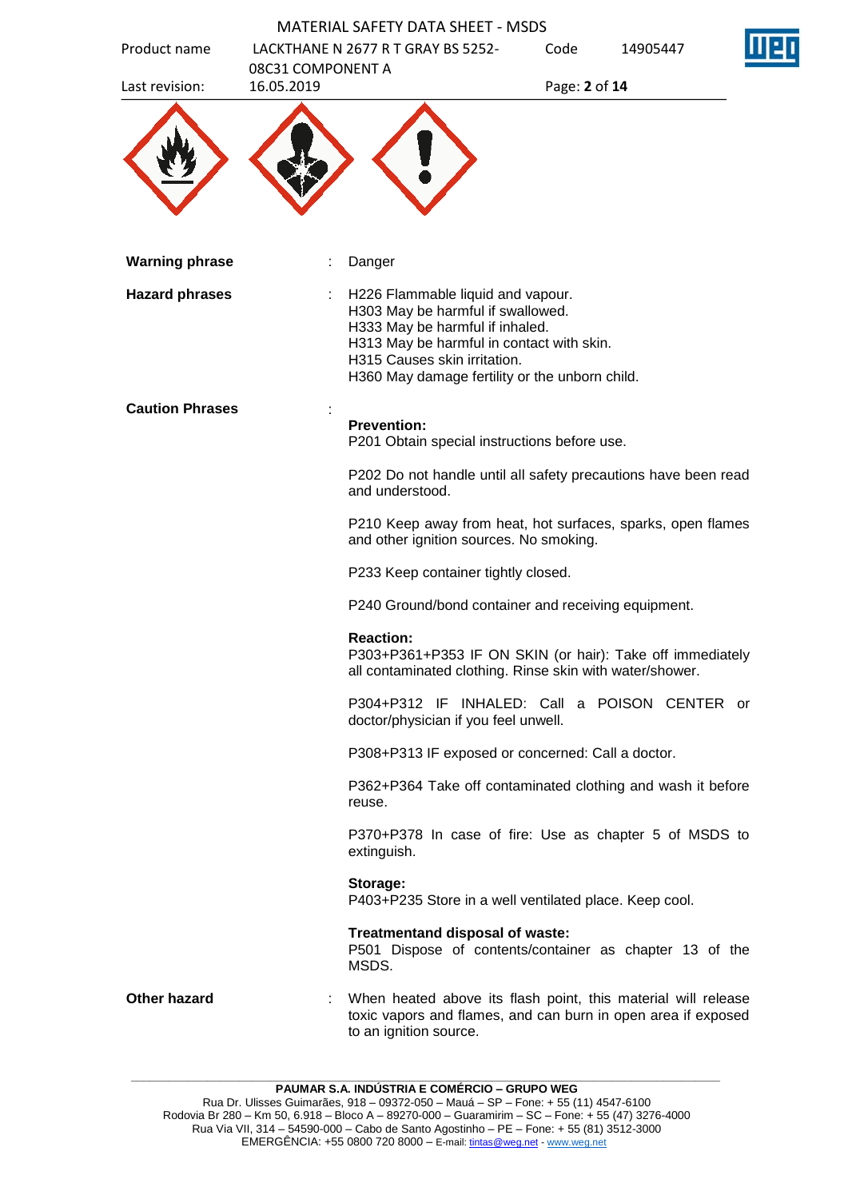| | | |
|---|---|---|
| **Warning phrase** | : | Danger |
| **Hazard phrases** | : | H226 Flammable liquid and vapour.<br>H303 May be harmful if swallowed.<br>H333 May be harmful if inhaled.<br>H313 May be harmful in contact with skin.<br>H315 Causes skin irritation.<br>H360 May damage fertility or the unborn child. |
| **Caution Phrases** | : | **Prevention:**<br>P201 Obtain special instructions before use.<br><br>P202 Do not handle until all safety precautions have been read and understood.<br><br>P210 Keep away from heat, hot surfaces, sparks, open flames and other ignition sources. No smoking.<br><br>P233 Keep container tightly closed.<br><br>P240 Ground/bond container and receiving equipment.<br><br>**Reaction:**<br>P303+P361+P353 IF ON SKIN (or hair): Take off immediately all contaminated clothing. Rinse skin with water/shower.<br><br>P304+P312 IF INHALED: Call a POISON CENTER or doctor/physician if you feel unwell.<br><br>P308+P313 IF exposed or concerned: Call a doctor.<br><br>P362+P364 Take off contaminated clothing and wash it before reuse.<br><br>P370+P378 In case of fire: Use as chapter 5 of MSDS to extinguish.<br><br>**Storage:**<br>P403+P235 Store in a well ventilated place. Keep cool.<br><br>**Treatmentand disposal of waste:**<br>P501 Dispose of contents/container as chapter 13 of the MSDS. |
| **Other hazard** | : | When heated above its flash point, this material will release toxic vapors and flames, and can burn in open area if exposed to an ignition source. |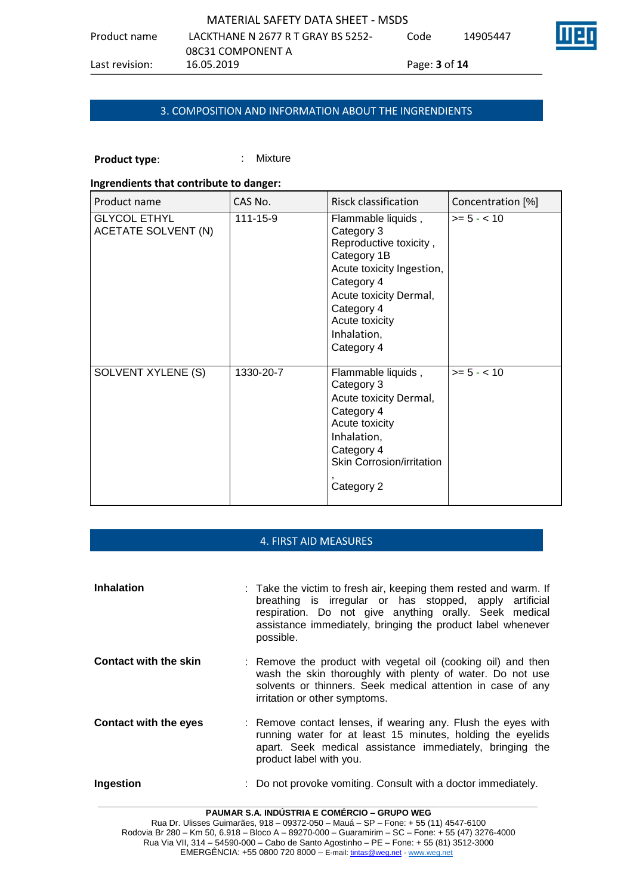## 3. COMPOSITION AND INFORMATION ABOUT THE INGRENDIENTS

**Product type**: : Mixture

**Ingrendients that contribute to danger:**

| Product name | CAS No. | Risck classification | Concentration [%] |
|---|---|---|---|
| GLYCOL ETHYL ACETATE SOLVENT (N) | 111-15-9 | Flammable liquids , Category 3 Reproductive toxicity , Category 1B Acute toxicity Ingestion, Category 4 Acute toxicity Dermal, Category 4 Acute toxicity Inhalation, Category 4 | >= 5 - < 10 |
| SOLVENT XYLENE (S) | 1330-20-7 | Flammable liquids , Category 3 Acute toxicity Dermal, Category 4 Acute toxicity Inhalation, Category 4 Skin Corrosion/irritation , Category 2 | >= 5 - < 10 |

## 4. FIRST AID MEASURES

**Inhalation** : Take the victim to fresh air, keeping them rested and warm. If breathing is irregular or has stopped, apply artificial respiration. Do not give anything orally. Seek medical assistance immediately, bringing the product label whenever possible.

**Contact with the skin** : Remove the product with vegetal oil (cooking oil) and then wash the skin thoroughly with plenty of water. Do not use solvents or thinners. Seek medical attention in case of any irritation or other symptoms.

**Contact with the eyes** : Remove contact lenses, if wearing any. Flush the eyes with running water for at least 15 minutes, holding the eyelids apart. Seek medical assistance immediately, bringing the product label with you.

**Ingestion** : Do not provoke vomiting. Consult with a doctor immediately.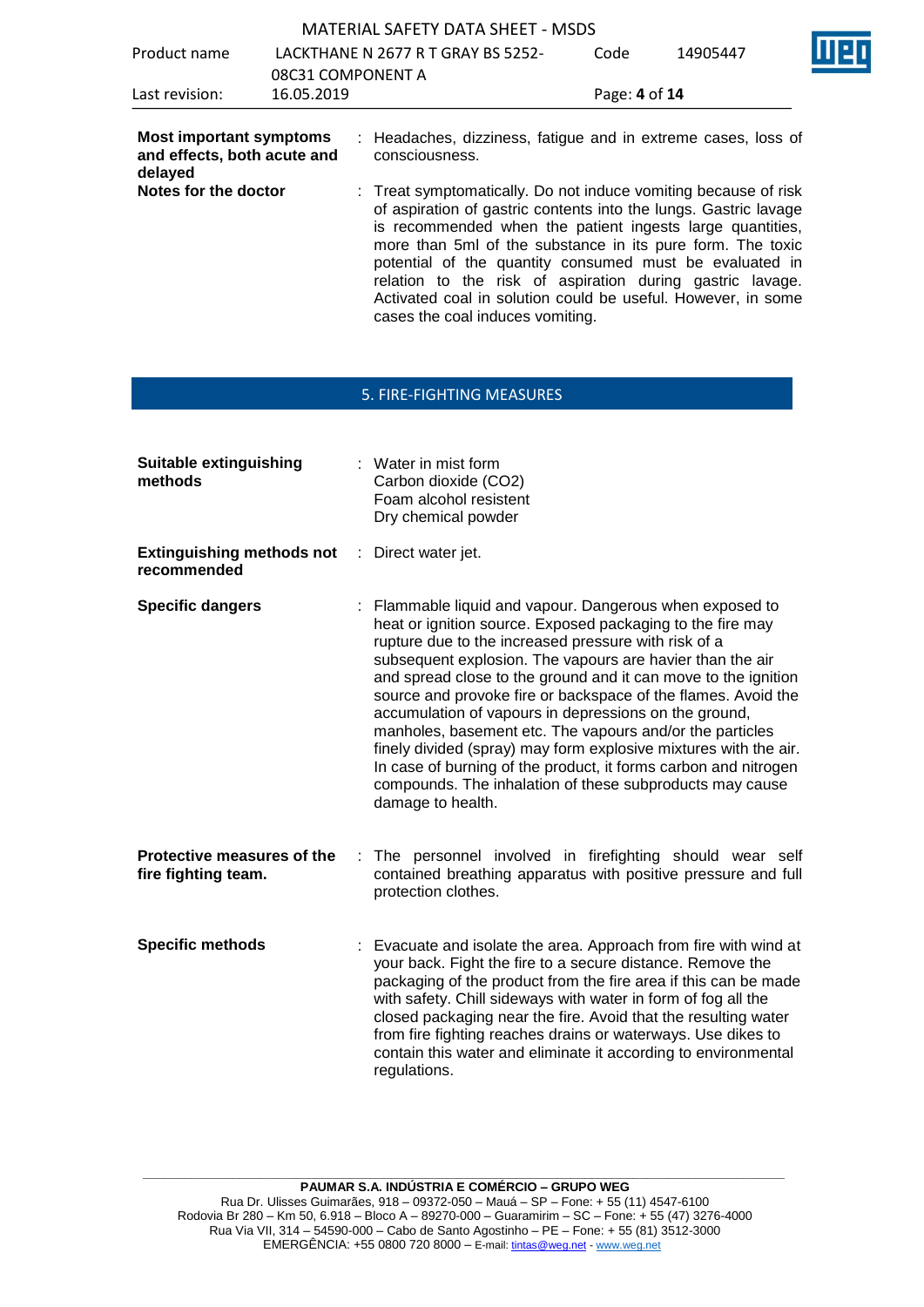**Most important symptoms and effects, both acute and delayed** : Headaches, dizziness, fatigue and in extreme cases, loss of consciousness.

**Notes for the doctor** : Treat symptomatically. Do not induce vomiting because of risk of aspiration of gastric contents into the lungs. Gastric lavage is recommended when the patient ingests large quantities, more than 5ml of the substance in its pure form. The toxic potential of the quantity consumed must be evaluated in relation to the risk of aspiration during gastric lavage. Activated coal in solution could be useful. However, in some cases the coal induces vomiting.

## 5. FIRE-FIGHTING MEASURES

**Suitable extinguishing methods** : Water in mist form
Carbon dioxide ($CO_2$)
Foam alcohol resistent
Dry chemical powder

**Extinguishing methods not recommended** : Direct water jet.

**Specific dangers** : Flammable liquid and vapour. Dangerous when exposed to heat or ignition source. Exposed packaging to the fire may rupture due to the increased pressure with risk of a subsequent explosion. The vapours are havier than the air and spread close to the ground and it can move to the ignition source and provoke fire or backspace of the flames. Avoid the accumulation of vapours in depressions on the ground, manholes, basement etc. The vapours and/or the particles finely divided (spray) may form explosive mixtures with the air. In case of burning of the product, it forms carbon and nitrogen compounds. The inhalation of these subproducts may cause damage to health.

**Protective measures of the fire fighting team.** : The personnel involved in firefighting should wear self contained breathing apparatus with positive pressure and full protection clothes.

**Specific methods** : Evacuate and isolate the area. Approach from fire with wind at your back. Fight the fire to a secure distance. Remove the packaging of the product from the fire area if this can be made with safety. Chill sideways with water in form of fog all the closed packaging near the fire. Avoid that the resulting water from fire fighting reaches drains or waterways. Use dikes to contain this water and eliminate it according to environmental regulations.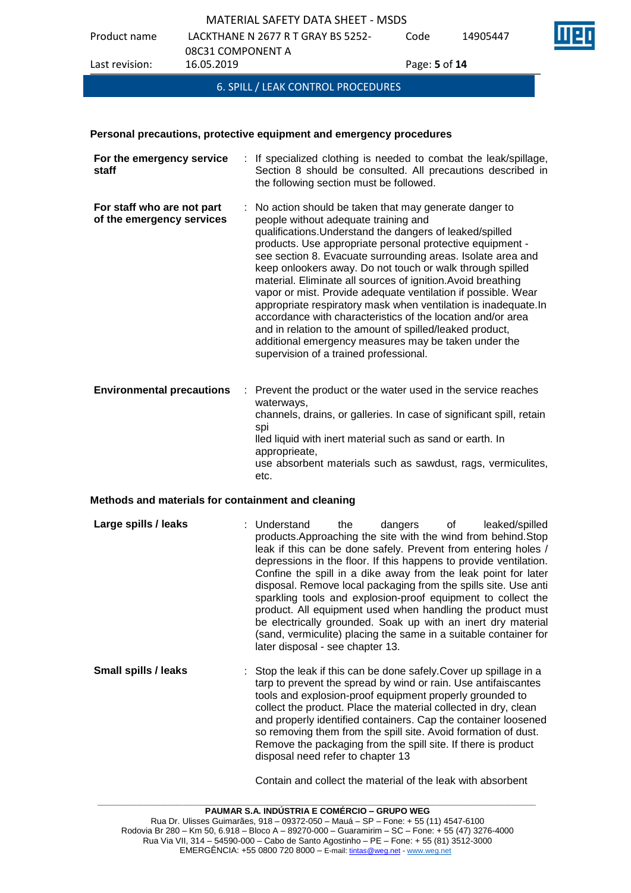## 6. SPILL / LEAK CONTROL PROCEDURES

### Personal precautions, protective equipment and emergency procedures

**For the emergency service staff** : If specialized clothing is needed to combat the leak/spillage, Section 8 should be consulted. All precautions described in the following section must be followed.

**For staff who are not part of the emergency services** : No action should be taken that may generate danger to people without adequate training and qualifications.Understand the dangers of leaked/spilled products. Use appropriate personal protective equipment - see section 8. Evacuate surrounding areas. Isolate area and keep onlookers away. Do not touch or walk through spilled material. Eliminate all sources of ignition.Avoid breathing vapor or mist. Provide adequate ventilation if possible. Wear appropriate respiratory mask when ventilation is inadequate.In accordance with characteristics of the location and/or area and in relation to the amount of spilled/leaked product, additional emergency measures may be taken under the supervision of a trained professional.

**Environmental precautions** : Prevent the product or the water used in the service reaches waterways,
channels, drains, or galleries. In case of significant spill, retain spi
lled liquid with inert material such as sand or earth. In appropprieate,
use absorbent materials such as sawdust, rags, vermiculites, etc.

### Methods and materials for containment and cleaning

**Large spills / leaks** : Understand the dangers of leaked/spilled products.Approaching the site with the wind from behind.Stop leak if this can be done safely. Prevent from entering holes / depressions in the floor. If this happens to provide ventilation. Confine the spill in a dike away from the leak point for later disposal. Remove local packaging from the spills site. Use anti sparkling tools and explosion-proof equipment to collect the product. All equipment used when handling the product must be electrically grounded. Soak up with an inert dry material (sand, vermiculite) placing the same in a suitable container for later disposal - see chapter 13.

**Small spills / leaks** : Stop the leak if this can be done safely.Cover up spillage in a tarp to prevent the spread by wind or rain. Use antifaiscantes tools and explosion-proof equipment properly grounded to collect the product. Place the material collected in dry, clean and properly identified containers. Cap the container loosened so removing them from the spill site. Avoid formation of dust. Remove the packaging from the spill site. If there is product disposal need refer to chapter 13

Contain and collect the material of the leak with absorbent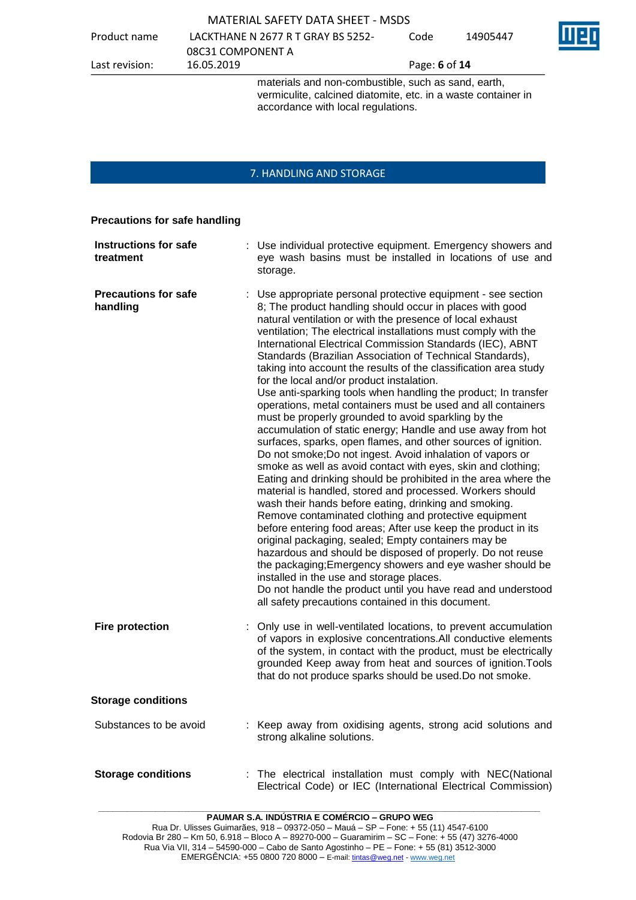materials and non-combustible, such as sand, earth, vermiculite, calcined diatomite, etc. in a waste container in accordance with local regulations.

## 7. HANDLING AND STORAGE

**Precautions for safe handling**

**Instructions for safe treatment** : Use individual protective equipment. Emergency showers and eye wash basins must be installed in locations of use and storage.

**Precautions for safe handling** : Use appropriate personal protective equipment - see section 8; The product handling should occur in places with good natural ventilation or with the presence of local exhaust ventilation; The electrical installations must comply with the International Electrical Commission Standards (IEC), ABNT Standards (Brazilian Association of Technical Standards), taking into account the results of the classification area study for the local and/or product instalation.
Use anti-sparking tools when handling the product; In transfer operations, metal containers must be used and all containers must be properly grounded to avoid sparkling by the accumulation of static energy; Handle and use away from hot surfaces, sparks, open flames, and other sources of ignition. Do not smoke;Do not ingest. Avoid inhalation of vapors or smoke as well as avoid contact with eyes, skin and clothing; Eating and drinking should be prohibited in the area where the material is handled, stored and processed. Workers should wash their hands before eating, drinking and smoking. Remove contaminated clothing and protective equipment before entering food areas; After use keep the product in its original packaging, sealed; Empty containers may be hazardous and should be disposed of properly. Do not reuse the packaging;Emergency showers and eye washer should be installed in the use and storage places.
Do not handle the product until you have read and understood all safety precautions contained in this document.

**Fire protection** : Only use in well-ventilated locations, to prevent accumulation of vapors in explosive concentrations.All conductive elements of the system, in contact with the product, must be electrically grounded Keep away from heat and sources of ignition.Tools that do not produce sparks should be used.Do not smoke.

**Storage conditions**

Substances to be avoid : Keep away from oxidising agents, strong acid solutions and strong alkaline solutions.

**Storage conditions** : The electrical installation must comply with NEC(National Electrical Code) or IEC (International Electrical Commission)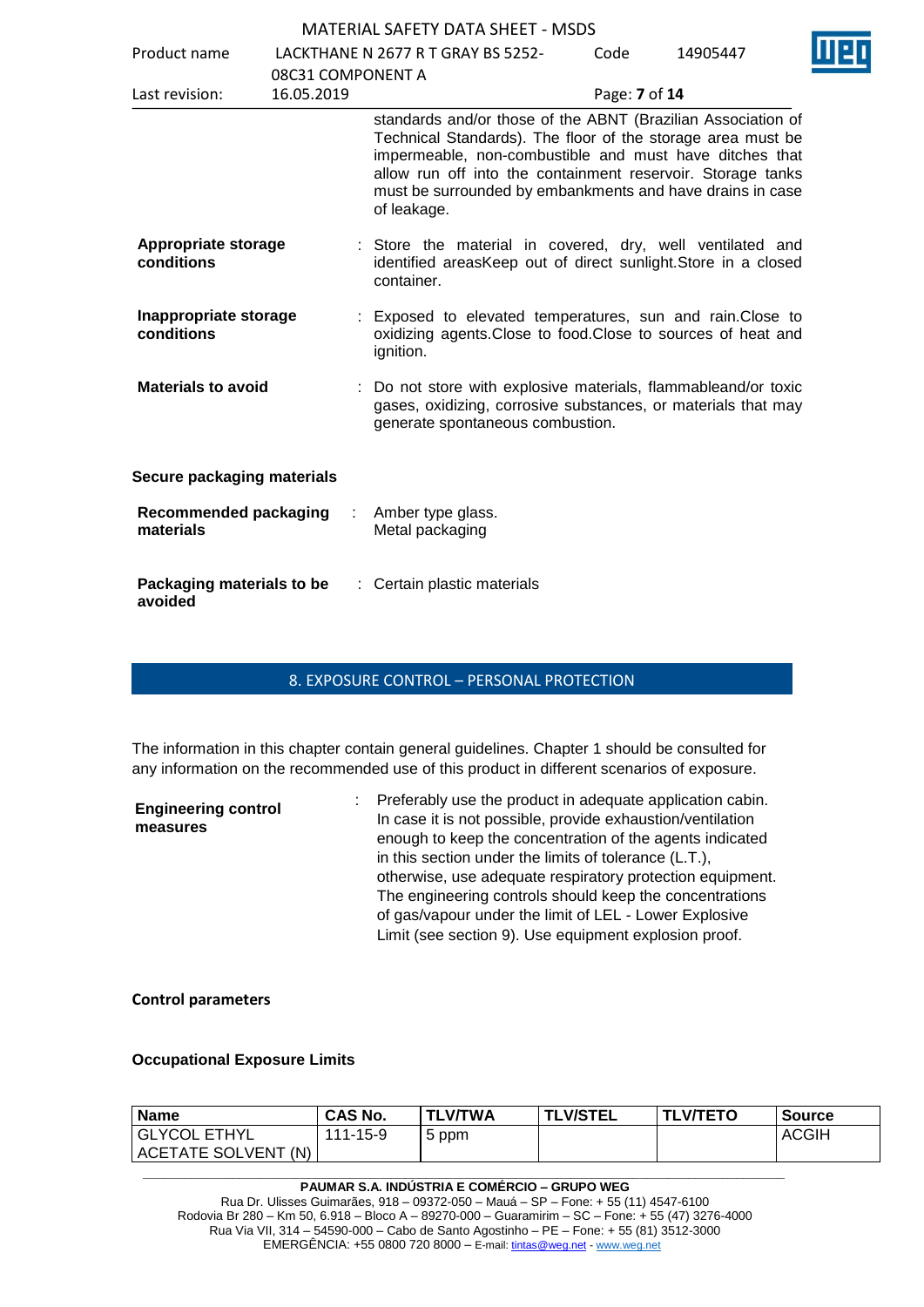standards and/or those of the ABNT (Brazilian Association of Technical Standards). The floor of the storage area must be impermeable, non-combustible and must have ditches that allow run off into the containment reservoir. Storage tanks must be surrounded by embankments and have drains in case of leakage.

**Appropriate storage conditions** : Store the material in covered, dry, well ventilated and identified areasKeep out of direct sunlight.Store in a closed container.

**Inappropriate storage conditions** : Exposed to elevated temperatures, sun and rain.Close to oxidizing agents.Close to food.Close to sources of heat and ignition.

**Materials to avoid** : Do not store with explosive materials, flammableand/or toxic gases, oxidizing, corrosive substances, or materials that may generate spontaneous combustion.

**Secure packaging materials**

**Recommended packaging materials** : Amber type glass.
Metal packaging

**Packaging materials to be avoided** : Certain plastic materials

## 8. EXPOSURE CONTROL – PERSONAL PROTECTION

The information in this chapter contain general guidelines. Chapter 1 should be consulted for any information on the recommended use of this product in different scenarios of exposure.

**Engineering control measures** : Preferably use the product in adequate application cabin. In case it is not possible, provide exhaustion/ventilation enough to keep the concentration of the agents indicated in this section under the limits of tolerance (L.T.), otherwise, use adequate respiratory protection equipment. The engineering controls should keep the concentrations of gas/vapour under the limit of LEL - Lower Explosive Limit (see section 9). Use equipment explosion proof.

**Control parameters**

**Occupational Exposure Limits**

| Name | CAS No. | TLV/TWA | TLV/STEL | TLV/TETO | Source |
|---|---|---|---|---|---|
| GLYCOL ETHYL ACETATE SOLVENT (N) | 111-15-9 | 5 ppm | | | ACGIH |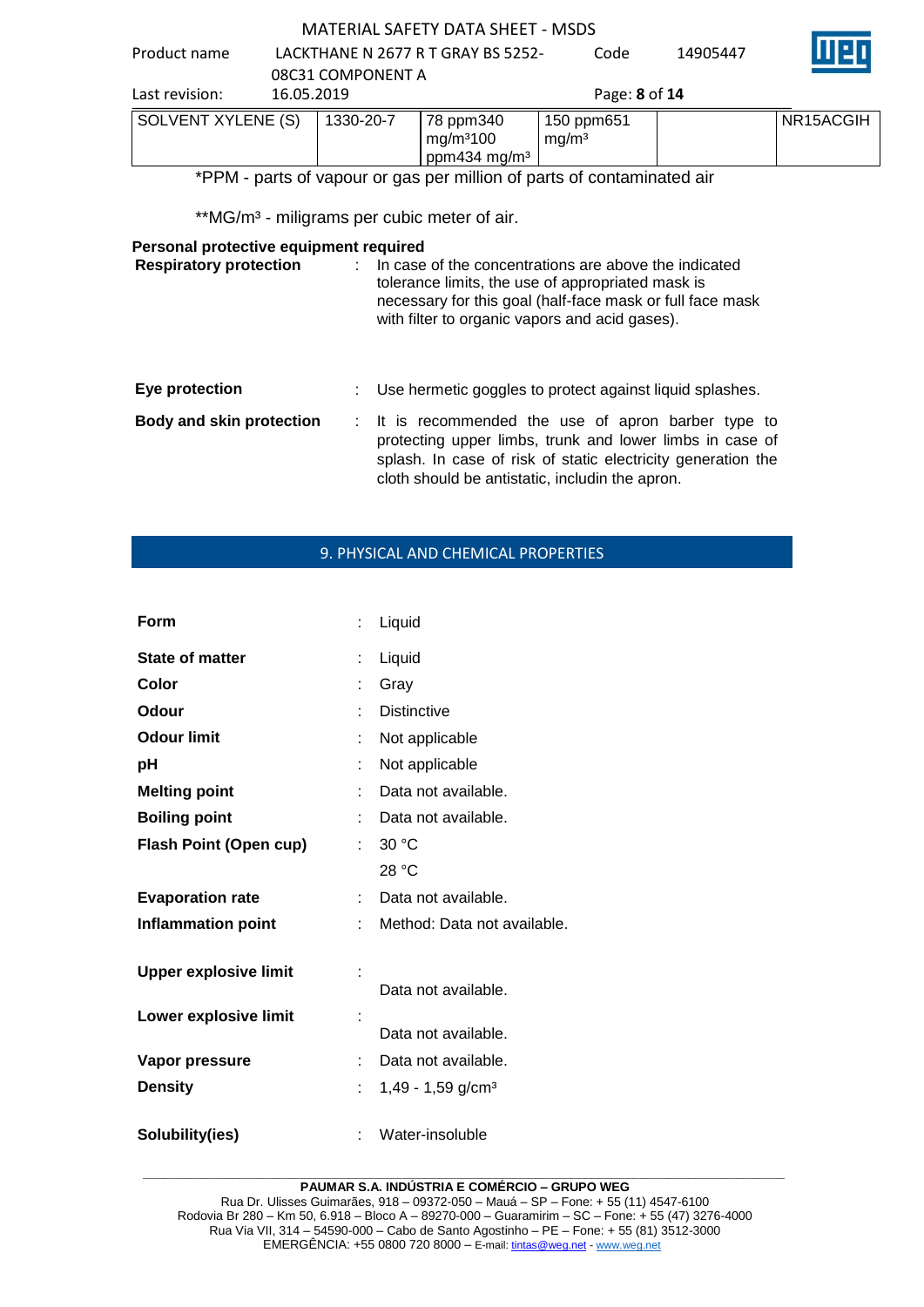| SOLVENT XYLENE (S) | 1330-20-7 | 78 ppm340 mg/m³100 ppm434 mg/m³ | 150 ppm651 mg/m³ | | NR15ACGIH |
|---|---|---|---|---|---|

*PPM - parts of vapour or gas per million of parts of contaminated air

**MG/m³ - miligrams per cubic meter of air.

**Personal protective equipment required**

**Respiratory protection** : In case of the concentrations are above the indicated tolerance limits, the use of appropriated mask is necessary for this goal (half-face mask or full face mask with filter to organic vapors and acid gases).

**Eye protection** : Use hermetic goggles to protect against liquid splashes.

**Body and skin protection** : It is recommended the use of apron barber type to protecting upper limbs, trunk and lower limbs in case of splash. In case of risk of static electricity generation the cloth should be antistatic, includin the apron.

## 9. PHYSICAL AND CHEMICAL PROPERTIES

**Form** : Liquid

**State of matter** : Liquid

**Color** : Gray

**Odour** : Distinctive

**Odour limit** : Not applicable

**pH** : Not applicable

**Melting point** : Data not available.

**Boiling point** : Data not available.

**Flash Point (Open cup)** : 30 °C

28 °C

**Evaporation rate** : Data not available.

**Inflammation point** : Method: Data not available.

**Upper explosive limit** : Data not available.

**Lower explosive limit** : Data not available.

**Vapor pressure** : Data not available.

**Density** : 1,49 - 1,59 g/cm³

**Solubility(ies)** : Water-insoluble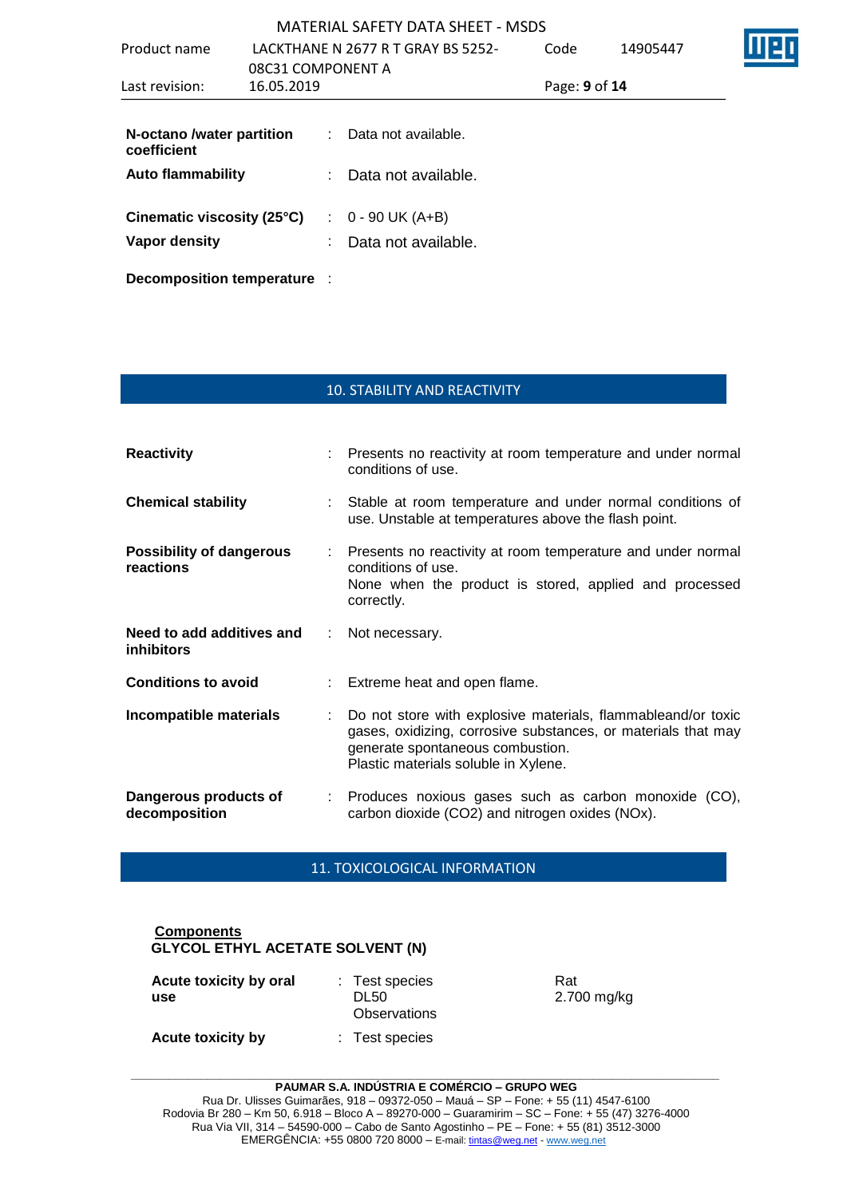| | | |
|---|---|---|
| **N-octano /water partition coefficient** | : | Data not available. |
| **Auto flammability** | : | Data not available. |
| **Cinematic viscosity (25°C)** | : | 0 - 90 UK (A+B) |
| **Vapor density** | : | Data not available. |
| **Decomposition temperature** | : | |

## 10. STABILITY AND REACTIVITY

| | | |
|---|---|---|
| **Reactivity** | : | Presents no reactivity at room temperature and under normal conditions of use. |
| **Chemical stability** | : | Stable at room temperature and under normal conditions of use. Unstable at temperatures above the flash point. |
| **Possibility of dangerous reactions** | : | Presents no reactivity at room temperature and under normal conditions of use. None when the product is stored, applied and processed correctly. |
| **Need to add additives and inhibitors** | : | Not necessary. |
| **Conditions to avoid** | : | Extreme heat and open flame. |
| **Incompatible materials** | : | Do not store with explosive materials, flammableand/or toxic gases, oxidizing, corrosive substances, or materials that may generate spontaneous combustion. Plastic materials soluble in Xylene. |
| **Dangerous products of decomposition** | : | Produces noxious gases such as carbon monoxide (CO), carbon dioxide ($CO_2$) and nitrogen oxides ($NO_x$). |

## 11. TOXICOLOGICAL INFORMATION

**Components**

**GLYCOL ETHYL ACETATE SOLVENT (N)**

| | | | |
|---|---|---|---|
| **Acute toxicity by oral use** | : | Test species<br>DL50<br>Observations | Rat<br>2.700 mg/kg |
| **Acute toxicity by** | : | Test species | |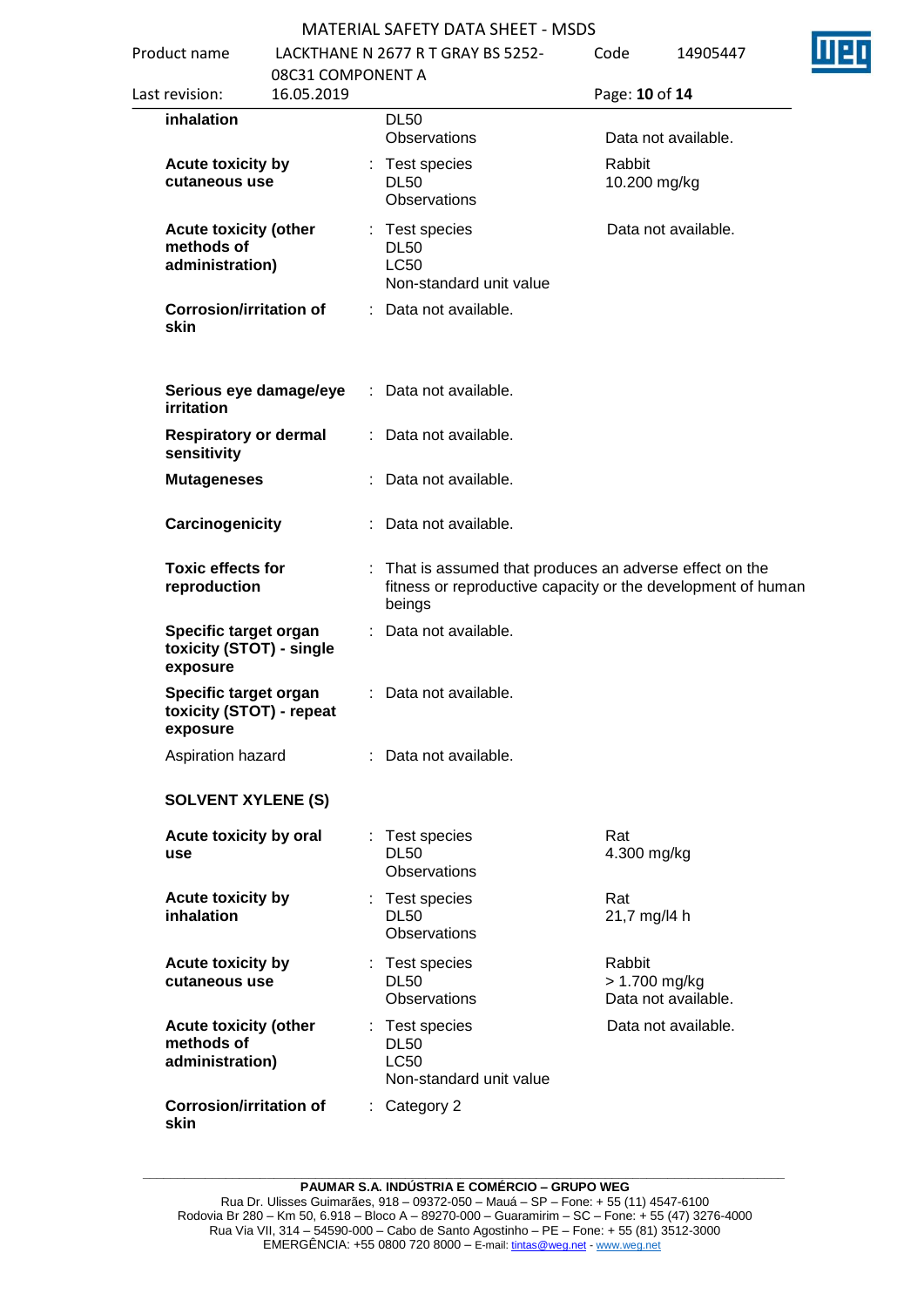| | | | |
|---|---|---|---|
| **inhalation** | | DL50<br>Observations | Data not available. |
| **Acute toxicity by cutaneous use** | : | Test species<br>DL50<br>Observations | Rabbit<br>10.200 mg/kg |
| **Acute toxicity (other methods of administration)** | : | Test species<br>DL50<br>LC50<br>Non-standard unit value | Data not available. |
| **Corrosion/irritation of skin** | : | Data not available. | |
| **Serious eye damage/eye irritation** | : | Data not available. | |
| **Respiratory or dermal sensitivity** | : | Data not available. | |
| **Mutageneses** | : | Data not available. | |
| **Carcinogenicity** | : | Data not available. | |
| **Toxic effects for reproduction** | : | That is assumed that produces an adverse effect on the fitness or reproductive capacity or the development of human beings | |
| **Specific target organ toxicity (STOT) - single exposure** | : | Data not available. | |
| **Specific target organ toxicity (STOT) - repeat exposure** | : | Data not available. | |
| Aspiration hazard | : | Data not available. | |

**SOLVENT XYLENE (S)**

| | | | |
|---|---|---|---|
| **Acute toxicity by oral use** | : | Test species<br>DL50<br>Observations | Rat<br>4.300 mg/kg |
| **Acute toxicity by inhalation** | : | Test species<br>DL50<br>Observations | Rat<br>21,7 mg/l4 h |
| **Acute toxicity by cutaneous use** | : | Test species<br>DL50<br>Observations | Rabbit<br>> 1.700 mg/kg<br>Data not available. |
| **Acute toxicity (other methods of administration)** | : | Test species<br>DL50<br>LC50<br>Non-standard unit value | Data not available. |
| **Corrosion/irritation of skin** | : | Category 2 | |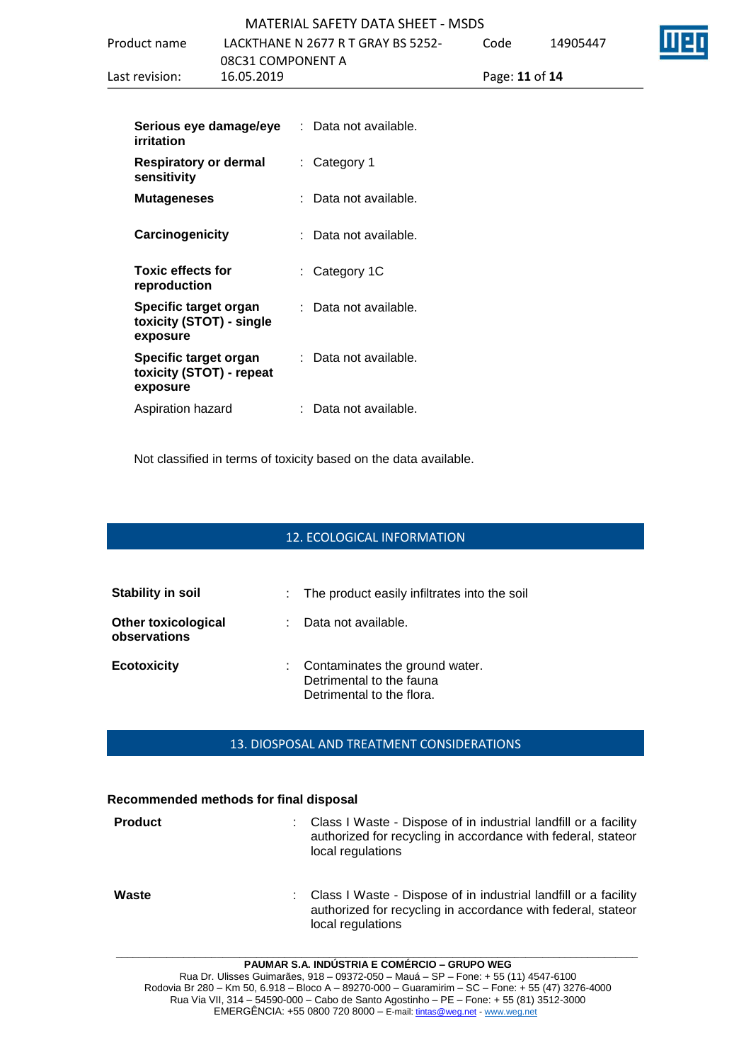| | | |
|---|---|---|
| **Serious eye damage/eye irritation** | : | Data not available. |
| **Respiratory or dermal sensitivity** | : | Category 1 |
| **Mutageneses** | : | Data not available. |
| **Carcinogenicity** | : | Data not available. |
| **Toxic effects for reproduction** | : | Category 1C |
| **Specific target organ toxicity (STOT) - single exposure** | : | Data not available. |
| **Specific target organ toxicity (STOT) - repeat exposure** | : | Data not available. |
| Aspiration hazard | : | Data not available. |

Not classified in terms of toxicity based on the data available.

## 12. ECOLOGICAL INFORMATION

| | | |
|---|---|---|
| **Stability in soil** | : | The product easily infiltrates into the soil |
| **Other toxicological observations** | : | Data not available. |
| **Ecotoxicity** | : | Contaminates the ground water.<br>Detrimental to the fauna<br>Detrimental to the flora. |

## 13. DIOSPOSAL AND TREATMENT CONSIDERATIONS

**Recommended methods for final disposal**

| | | |
|---|---|---|
| **Product** | : | Class I Waste - Dispose of in industrial landfill or a facility authorized for recycling in accordance with federal, stateor local regulations |
| **Waste** | : | Class I Waste - Dispose of in industrial landfill or a facility authorized for recycling in accordance with federal, stateor local regulations |

**PAUMAR S.A. INDÚSTRIA E COMÉRCIO – GRUPO WEG**
Rua Dr. Ulisses Guimarães, 918 – 09372-050 – Mauá – SP – Fone: + 55 (11) 4547-6100
Rodovia Br 280 – Km 50, 6.918 – Bloco A – 89270-000 – Guaramirim – SC – Fone: + 55 (47) 3276-4000
Rua Via VII, 314 – 54590-000 – Cabo de Santo Agostinho – PE – Fone: + 55 (81) 3512-3000
EMERGÊNCIA: +55 0800 720 8000 – E-mail: tintas@weg.net - www.weg.net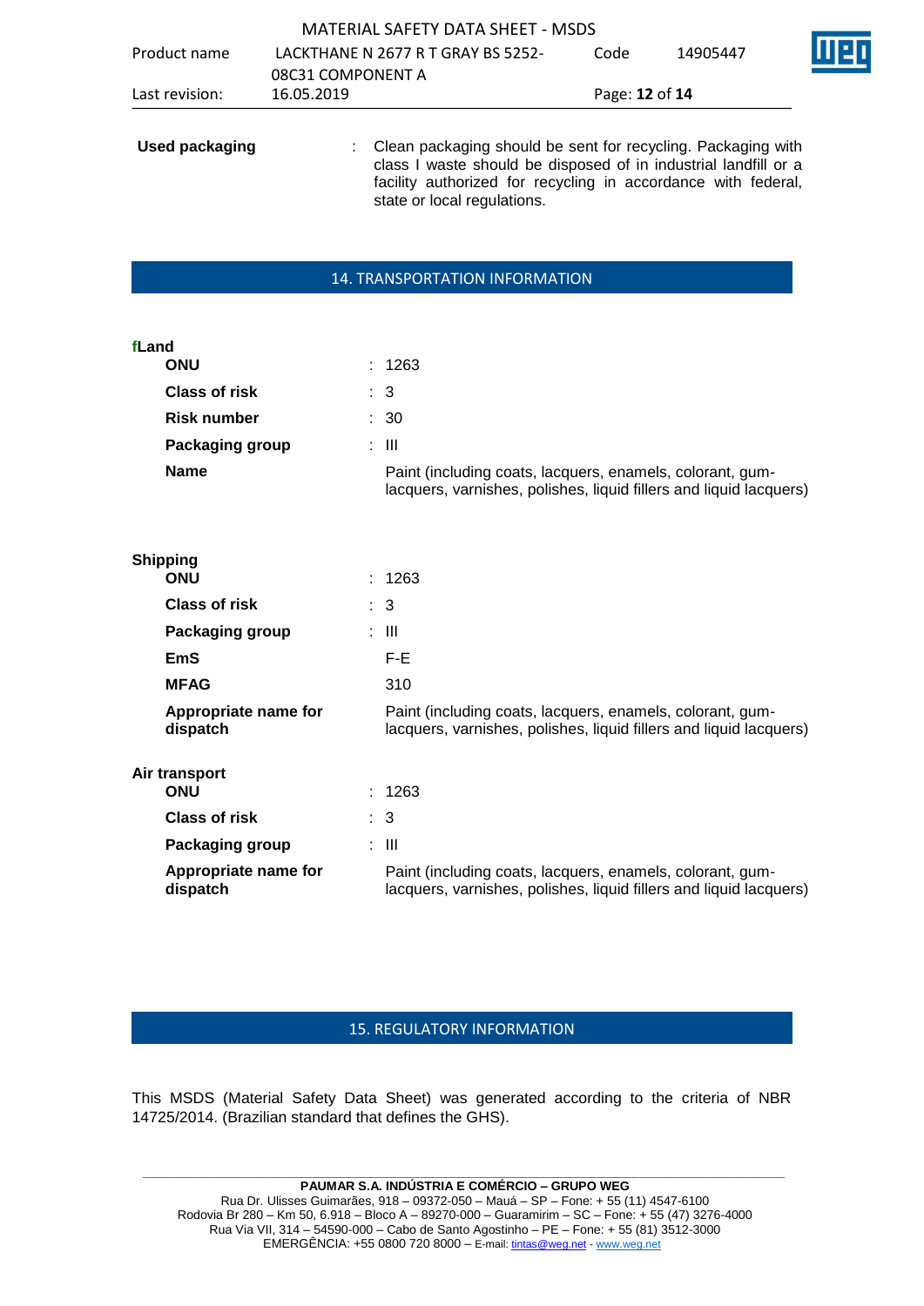**Used packaging** : Clean packaging should be sent for recycling. Packaging with class I waste should be disposed of in industrial landfill or a facility authorized for recycling in accordance with federal, state or local regulations.

## 14. TRANSPORTATION INFORMATION

**fLand**

| | |
|---|---|
| **ONU** | : 1263 |
| **Class of risk** | : 3 |
| **Risk number** | : 30 |
| **Packaging group** | : III |
| **Name** | Paint (including coats, lacquers, enamels, colorant, gum-lacquers, varnishes, polishes, liquid fillers and liquid lacquers) |

**Shipping**

| | |
|---|---|
| **ONU** | : 1263 |
| **Class of risk** | : 3 |
| **Packaging group** | : III |
| **EmS** | F-E |
| **MFAG** | 310 |
| **Appropriate name for dispatch** | Paint (including coats, lacquers, enamels, colorant, gum-lacquers, varnishes, polishes, liquid fillers and liquid lacquers) |

**Air transport**

| | |
|---|---|
| **ONU** | : 1263 |
| **Class of risk** | : 3 |
| **Packaging group** | : III |
| **Appropriate name for dispatch** | Paint (including coats, lacquers, enamels, colorant, gum-lacquers, varnishes, polishes, liquid fillers and liquid lacquers) |

## 15. REGULATORY INFORMATION

This MSDS (Material Safety Data Sheet) was generated according to the criteria of NBR 14725/2014. (Brazilian standard that defines the GHS).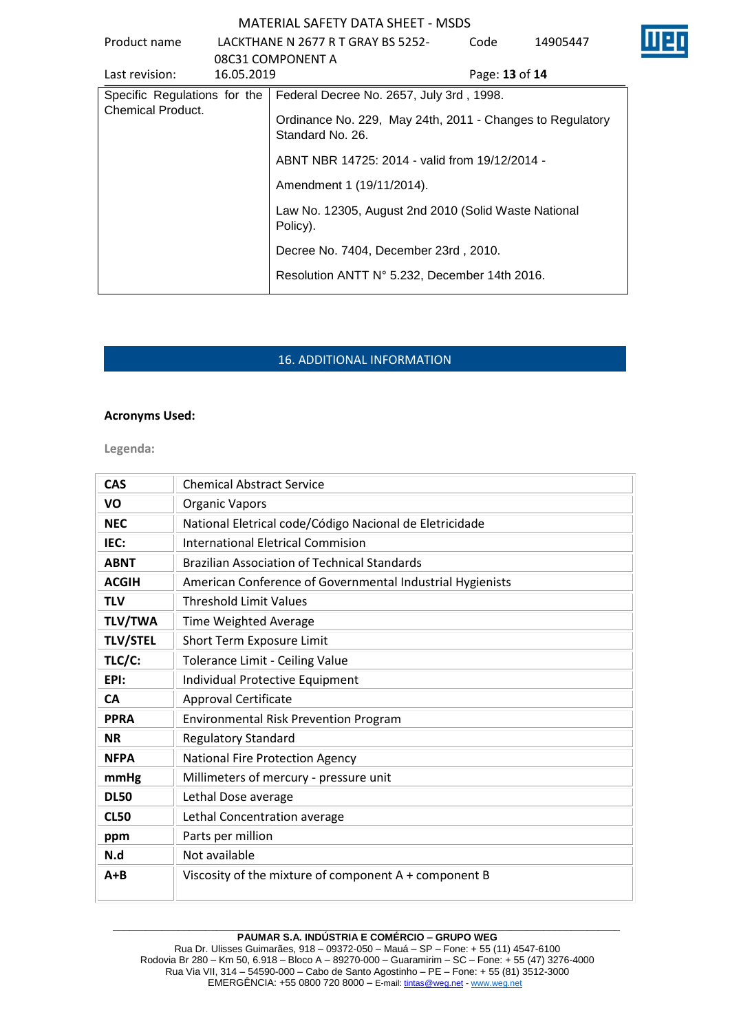| Specific Regulations for the Chemical Product. | Federal Decree No. 2657, July 3rd , 1998.<br>Ordinance No. 229, May 24th, 2011 - Changes to Regulatory Standard No. 26.<br>ABNT NBR 14725: 2014 - valid from 19/12/2014 -<br>Amendment 1 (19/11/2014).<br>Law No. 12305, August 2nd 2010 (Solid Waste National Policy).<br>Decree No. 7404, December 23rd , 2010.<br>Resolution ANTT N° 5.232, December 14th 2016. |
|---|---|

## 16. ADDITIONAL INFORMATION

**Acronyms Used:**

**Legenda:**

| | |
|---|---|
| **CAS** | Chemical Abstract Service |
| **VO** | Organic Vapors |
| **NEC** | National Eletrical code/Código Nacional de Eletricidade |
| **IEC:** | International Eletrical Commision |
| **ABNT** | Brazilian Association of Technical Standards |
| **ACGIH** | American Conference of Governmental Industrial Hygienists |
| **TLV** | Threshold Limit Values |
| **TLV/TWA** | Time Weighted Average |
| **TLV/STEL** | Short Term Exposure Limit |
| **TLC/C:** | Tolerance Limit - Ceiling Value |
| **EPI:** | Individual Protective Equipment |
| **CA** | Approval Certificate |
| **PPRA** | Environmental Risk Prevention Program |
| **NR** | Regulatory Standard |
| **NFPA** | National Fire Protection Agency |
| **mmHg** | Millimeters of mercury - pressure unit |
| **DL50** | Lethal Dose average |
| **CL50** | Lethal Concentration average |
| **ppm** | Parts per million |
| **N.d** | Not available |
| **A+B** | Viscosity of the mixture of component A + component B |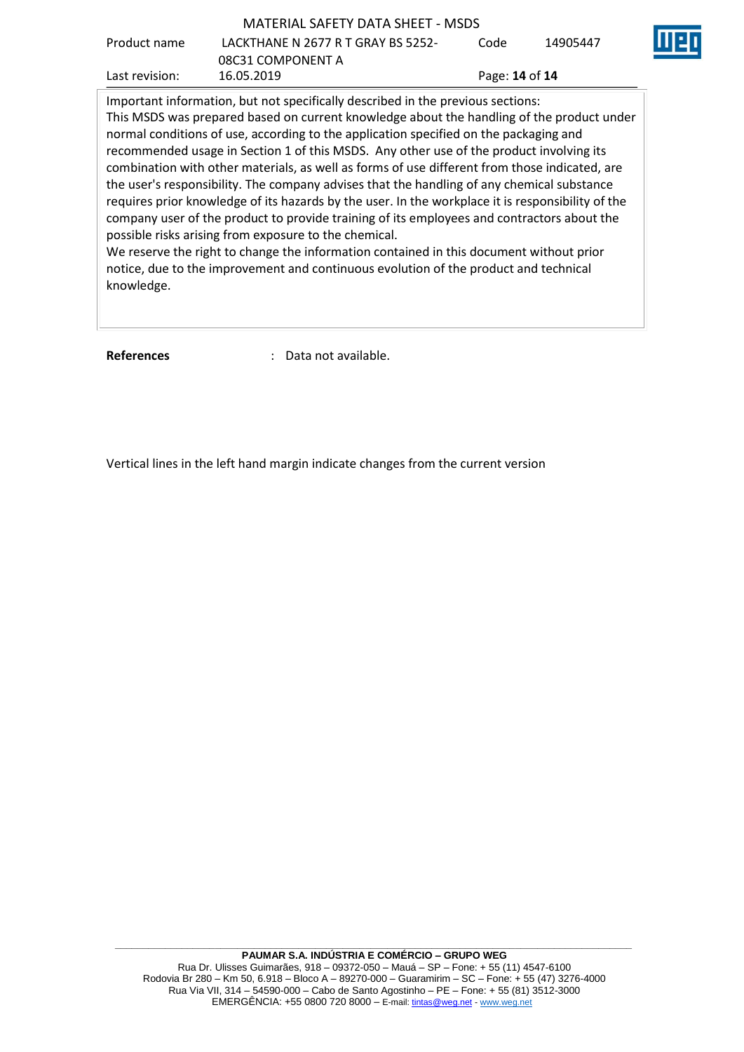Important information, but not specifically described in the previous sections:
This MSDS was prepared based on current knowledge about the handling of the product under normal conditions of use, according to the application specified on the packaging and recommended usage in Section 1 of this MSDS. Any other use of the product involving its combination with other materials, as well as forms of use different from those indicated, are the user's responsibility. The company advises that the handling of any chemical substance requires prior knowledge of its hazards by the user. In the workplace it is responsibility of the company user of the product to provide training of its employees and contractors about the possible risks arising from exposure to the chemical.
We reserve the right to change the information contained in this document without prior notice, due to the improvement and continuous evolution of the product and technical knowledge.

**References** : Data not available.

Vertical lines in the left hand margin indicate changes from the current version